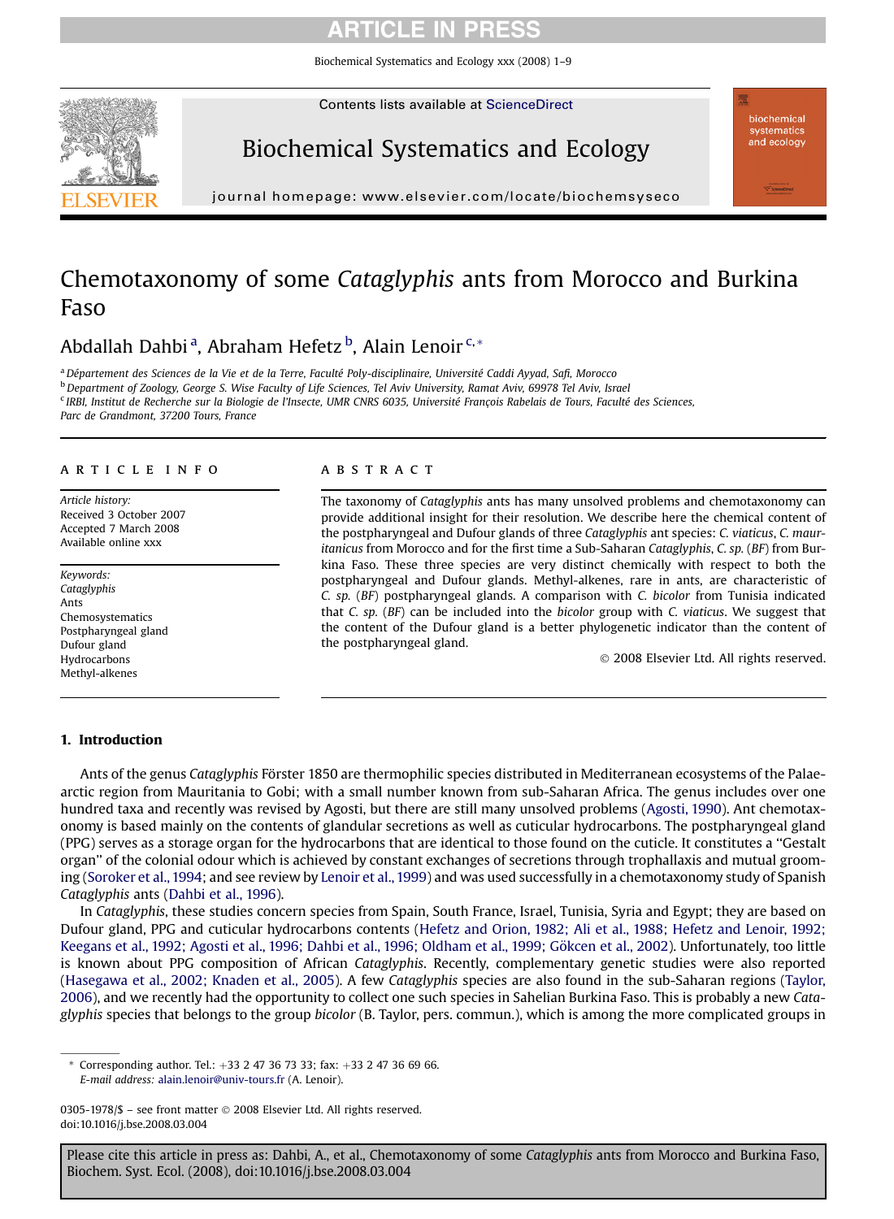# Chemotaxonomy of some *Cataglyphis* ants from Morocco and Burkina Faso

Abdallah Dahbi [a], Abraham Hefetz [b], Alain Lenoir [c,*]

[a] Département des Sciences de la Vie et de la Terre, Faculté Poly-disciplinaire, Université Caddi Ayyad, Safi, Morocco
[b] Department of Zoology, George S. Wise Faculty of Life Sciences, Tel Aviv University, Ramat Aviv, 69978 Tel Aviv, Israel
[c] IRBI, Institut de Recherche sur la Biologie de l'Insecte, UMR CNRS 6035, Université François Rabelais de Tours, Faculté des Sciences, Parc de Grandmont, 37200 Tours, France

**ARTICLE INFO**

*Article history:*
Received 3 October 2007
Accepted 7 March 2008
Available online xxx

*Keywords:*
*Cataglyphis*
Ants
Chemosystematics
Postpharyngeal gland
Dufour gland
Hydrocarbons
Methyl-alkenes

**ABSTRACT**

The taxonomy of *Cataglyphis* ants has many unsolved problems and chemotaxonomy can provide additional insight for their resolution. We describe here the chemical content of the postpharyngeal and Dufour glands of three *Cataglyphis* ant species: *C. viaticus*, *C. mauritanicus* from Morocco and for the first time a Sub-Saharan *Cataglyphis*, *C. sp.* (*BF*) from Burkina Faso. These three species are very distinct chemically with respect to both the postpharyngeal and Dufour glands. Methyl-alkenes, rare in ants, are characteristic of *C. sp.* (*BF*) postpharyngeal glands. A comparison with *C. bicolor* from Tunisia indicated that *C. sp.* (*BF*) can be included into the *bicolor* group with *C. viaticus*. We suggest that the content of the Dufour gland is a better phylogenetic indicator than the content of the postpharyngeal gland.

© 2008 Elsevier Ltd. All rights reserved.

## 1. Introduction

Ants of the genus *Cataglyphis* Förster 1850 are thermophilic species distributed in Mediterranean ecosystems of the Palaearctic region from Mauritania to Gobi; with a small number known from sub-Saharan Africa. The genus includes over one hundred taxa and recently was revised by Agosti, but there are still many unsolved problems (Agosti, 1990). Ant chemotaxonomy is based mainly on the contents of glandular secretions as well as cuticular hydrocarbons. The postpharyngeal gland (PPG) serves as a storage organ for the hydrocarbons that are identical to those found on the cuticle. It constitutes a "Gestalt organ" of the colonial odour which is achieved by constant exchanges of secretions through trophallaxis and mutual grooming (Soroker et al., 1994; and see review by Lenoir et al., 1999) and was used successfully in a chemotaxonomy study of Spanish *Cataglyphis* ants (Dahbi et al., 1996).

In *Cataglyphis*, these studies concern species from Spain, South France, Israel, Tunisia, Syria and Egypt; they are based on Dufour gland, PPG and cuticular hydrocarbons contents (Hefetz and Orion, 1982; Ali et al., 1988; Hefetz and Lenoir, 1992; Keegans et al., 1992; Agosti et al., 1996; Dahbi et al., 1996; Oldham et al., 1999; Gökcen et al., 2002). Unfortunately, too little is known about PPG composition of African *Cataglyphis*. Recently, complementary genetic studies were also reported (Hasegawa et al., 2002; Knaden et al., 2005). A few *Cataglyphis* species are also found in the sub-Saharan regions (Taylor, 2006), and we recently had the opportunity to collect one such species in Sahelian Burkina Faso. This is probably a new *Cataglyphis* species that belongs to the group *bicolor* (B. Taylor, pers. commun.), which is among the more complicated groups in

* Corresponding author. Tel.: +33 2 47 36 73 33; fax: +33 2 47 36 69 66.
*E-mail address:* alain.lenoir@univ-tours.fr (A. Lenoir).

0305-1978/$ – see front matter © 2008 Elsevier Ltd. All rights reserved.
doi:10.1016/j.bse.2008.03.004

Please cite this article in press as: Dahbi, A., et al., Chemotaxonomy of some *Cataglyphis* ants from Morocco and Burkina Faso, Biochem. Syst. Ecol. (2008), doi:10.1016/j.bse.2008.03.004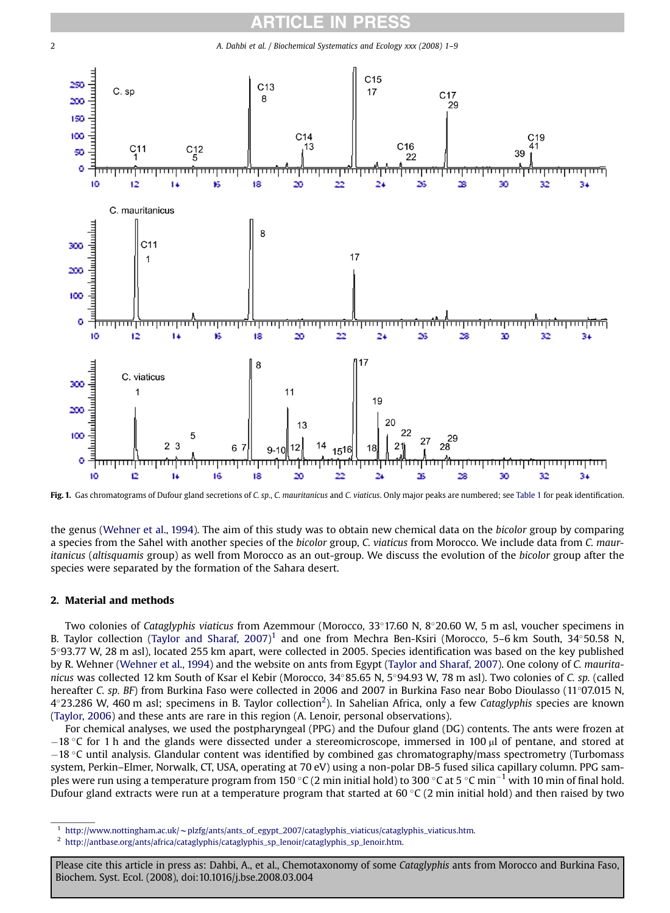Fig. 1. Gas chromatograms of Dufour gland secretions of *C. sp.*, *C. mauritanicus* and *C. viaticus*. Only major peaks are numbered; see Table 1 for peak identification.

the genus (Wehner et al., 1994). The aim of this study was to obtain new chemical data on the *bicolor* group by comparing a species from the Sahel with another species of the *bicolor* group, *C. viaticus* from Morocco. We include data from *C. mauritanicus* (*altisquamis* group) as well from Morocco as an out-group. We discuss the evolution of the *bicolor* group after the species were separated by the formation of the Sahara desert.

## 2. Material and methods

Two colonies of *Cataglyphis viaticus* from Azemmour (Morocco, 33°17.60 N, 8°20.60 W, 5 m asl, voucher specimens in B. Taylor collection (Taylor and Sharaf, 2007)[1] and one from Mechra Ben-Ksiri (Morocco, 5–6 km South, 34°50.58 N, 5°93.77 W, 28 m asl), located 255 km apart, were collected in 2005. Species identification was based on the key published by R. Wehner (Wehner et al., 1994) and the website on ants from Egypt (Taylor and Sharaf, 2007). One colony of *C. mauritanicus* was collected 12 km South of Ksar el Kebir (Morocco, 34°85.65 N, 5°94.93 W, 78 m asl). Two colonies of *C. sp.* (called hereafter *C. sp. BF*) from Burkina Faso were collected in 2006 and 2007 in Burkina Faso near Bobo Dioulasso (11°07.015 N, 4°23.286 W, 460 m asl; specimens in B. Taylor collection[2]). In Sahelian Africa, only a few *Cataglyphis* species are known (Taylor, 2006) and these ants are rare in this region (A. Lenoir, personal observations).

For chemical analyses, we used the postpharyngeal (PPG) and the Dufour gland (DG) contents. The ants were frozen at −18 °C for 1 h and the glands were dissected under a stereomicroscope, immersed in 100 μl of pentane, and stored at −18 °C until analysis. Glandular content was identified by combined gas chromatography/mass spectrometry (Turbomass system, Perkin–Elmer, Norwalk, CT, USA, operating at 70 eV) using a non-polar DB-5 fused silica capillary column. PPG samples were run using a temperature program from 150 °C (2 min initial hold) to 300 °C at 5 °C $min^{-1}$ with 10 min of final hold. Dufour gland extracts were run at a temperature program that started at 60 °C (2 min initial hold) and then raised by two

[1] http://www.nottingham.ac.uk/~plzfg/ants/ants_of_egypt_2007/cataglyphis_viaticus/cataglyphis_viaticus.htm.

[2] http://antbase.org/ants/africa/cataglyphis/cataglyphis_sp_lenoir/cataglyphis_sp_lenoir.htm.

Please cite this article in press as: Dahbi, A., et al., Chemotaxonomy of some *Cataglyphis* ants from Morocco and Burkina Faso, Biochem. Syst. Ecol. (2008), doi:10.1016/j.bse.2008.03.004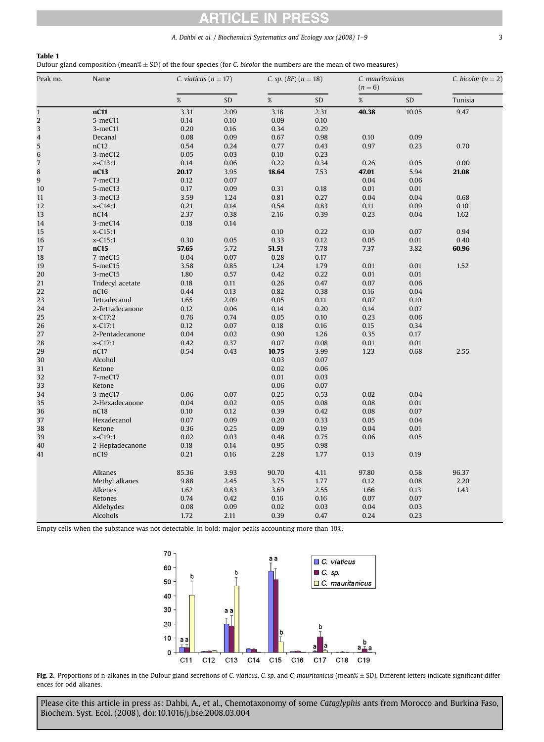**Table 1**
Dufour gland composition (mean% ± SD) of the four species (for *C. bicolor* the numbers are the mean of two measures)

| Peak no. | Name | *C. viaticus* ($n = 17$) | | *C. sp. (BF)* ($n = 18$) | | *C. mauritanicus* ($n = 6$) | | *C. bicolor* ($n = 2$) |
|---|---|---|---|---|---|---|---|---|
| | | % | SD | % | SD | % | SD | Tunisia |
| 1 | **nC11** | 3.31 | 2.09 | 3.18 | 2.31 | **40.38** | 10.05 | 9.47 |
| 2 | 5-meC11 | 0.14 | 0.10 | 0.09 | 0.10 | | | |
| 3 | 3-meC11 | 0.20 | 0.16 | 0.34 | 0.29 | | | |
| 4 | Decanal | 0.08 | 0.09 | 0.67 | 0.98 | 0.10 | 0.09 | |
| 5 | nC12 | 0.54 | 0.24 | 0.77 | 0.43 | 0.97 | 0.23 | 0.70 |
| 6 | 3-meC12 | 0.05 | 0.03 | 0.10 | 0.23 | | | |
| 7 | x-C13:1 | 0.14 | 0.06 | 0.22 | 0.34 | 0.26 | 0.05 | 0.00 |
| 8 | **nC13** | **20.17** | 3.95 | **18.64** | 7.53 | **47.01** | 5.94 | **21.08** |
| 9 | 7-meC13 | 0.12 | 0.07 | | | 0.04 | 0.06 | |
| 10 | 5-meC13 | 0.17 | 0.09 | 0.31 | 0.18 | 0.01 | 0.01 | |
| 11 | 3-meC13 | 3.59 | 1.24 | 0.81 | 0.27 | 0.04 | 0.04 | 0.68 |
| 12 | x-C14:1 | 0.21 | 0.14 | 0.54 | 0.83 | 0.11 | 0.09 | 0.10 |
| 13 | nC14 | 2.37 | 0.38 | 2.16 | 0.39 | 0.23 | 0.04 | 1.62 |
| 14 | 3-meC14 | 0.18 | 0.14 | | | | | |
| 15 | x-C15:1 | | | 0.10 | 0.22 | 0.10 | 0.07 | 0.94 |
| 16 | x-C15:1 | 0.30 | 0.05 | 0.33 | 0.12 | 0.05 | 0.01 | 0.40 |
| 17 | **nC15** | **57.65** | 5.72 | **51.51** | 7.78 | 7.37 | 3.82 | **60.96** |
| 18 | 7-meC15 | 0.04 | 0.07 | 0.28 | 0.17 | | | |
| 19 | 5-meC15 | 3.58 | 0.85 | 1.24 | 1.79 | 0.01 | 0.01 | 1.52 |
| 20 | 3-meC15 | 1.80 | 0.57 | 0.42 | 0.22 | 0.01 | 0.01 | |
| 21 | Tridecyl acetate | 0.18 | 0.11 | 0.26 | 0.47 | 0.07 | 0.06 | |
| 22 | nC16 | 0.44 | 0.13 | 0.82 | 0.38 | 0.16 | 0.04 | |
| 23 | Tetradecanol | 1.65 | 2.09 | 0.05 | 0.11 | 0.07 | 0.10 | |
| 24 | 2-Tetradecanone | 0.12 | 0.06 | 0.14 | 0.20 | 0.14 | 0.07 | |
| 25 | x-C17:2 | 0.76 | 0.74 | 0.05 | 0.10 | 0.23 | 0.06 | |
| 26 | x-C17:1 | 0.12 | 0.07 | 0.18 | 0.16 | 0.15 | 0.34 | |
| 27 | 2-Pentadecanone | 0.04 | 0.02 | 0.90 | 1.26 | 0.35 | 0.17 | |
| 28 | x-C17:1 | 0.42 | 0.37 | 0.07 | 0.08 | 0.01 | 0.01 | |
| 29 | nC17 | 0.54 | 0.43 | **10.75** | 3.99 | 1.23 | 0.68 | 2.55 |
| 30 | Alcohol | | | 0.03 | 0.07 | | | |
| 31 | Ketone | | | 0.02 | 0.06 | | | |
| 32 | 7-meC17 | | | 0.01 | 0.03 | | | |
| 33 | Ketone | | | 0.06 | 0.07 | | | |
| 34 | 3-meC17 | 0.06 | 0.07 | 0.25 | 0.53 | 0.02 | 0.04 | |
| 35 | 2-Hexadecanone | 0.04 | 0.02 | 0.05 | 0.08 | 0.08 | 0.01 | |
| 36 | nC18 | 0.10 | 0.12 | 0.39 | 0.42 | 0.08 | 0.07 | |
| 37 | Hexadecanol | 0.07 | 0.09 | 0.20 | 0.33 | 0.05 | 0.04 | |
| 38 | Ketone | 0.36 | 0.25 | 0.09 | 0.19 | 0.04 | 0.01 | |
| 39 | x-C19:1 | 0.02 | 0.03 | 0.48 | 0.75 | 0.06 | 0.05 | |
| 40 | 2-Heptadecanone | 0.18 | 0.14 | 0.95 | 0.98 | | | |
| 41 | nC19 | 0.21 | 0.16 | 2.28 | 1.77 | 0.13 | 0.19 | |
| | Alkanes | 85.36 | 3.93 | 90.70 | 4.11 | 97.80 | 0.58 | 96.37 |
| | Methyl alkanes | 9.88 | 2.45 | 3.75 | 1.77 | 0.12 | 0.08 | 2.20 |
| | Alkenes | 1.62 | 0.83 | 3.69 | 2.55 | 1.66 | 0.13 | 1.43 |
| | Ketones | 0.74 | 0.42 | 0.16 | 0.16 | 0.07 | 0.07 | |
| | Aldehydes | 0.08 | 0.09 | 0.02 | 0.03 | 0.04 | 0.03 | |
| | Alcohols | 1.72 | 2.11 | 0.39 | 0.47 | 0.24 | 0.23 | |

Empty cells when the substance was not detectable. In bold: major peaks accounting more than 10%.

**Fig. 2.** Proportions of n-alkanes in the Dufour gland secretions of *C. viaticus*, *C. sp.* and *C. mauritanicus* (mean% ± SD). Different letters indicate significant differences for odd alkanes.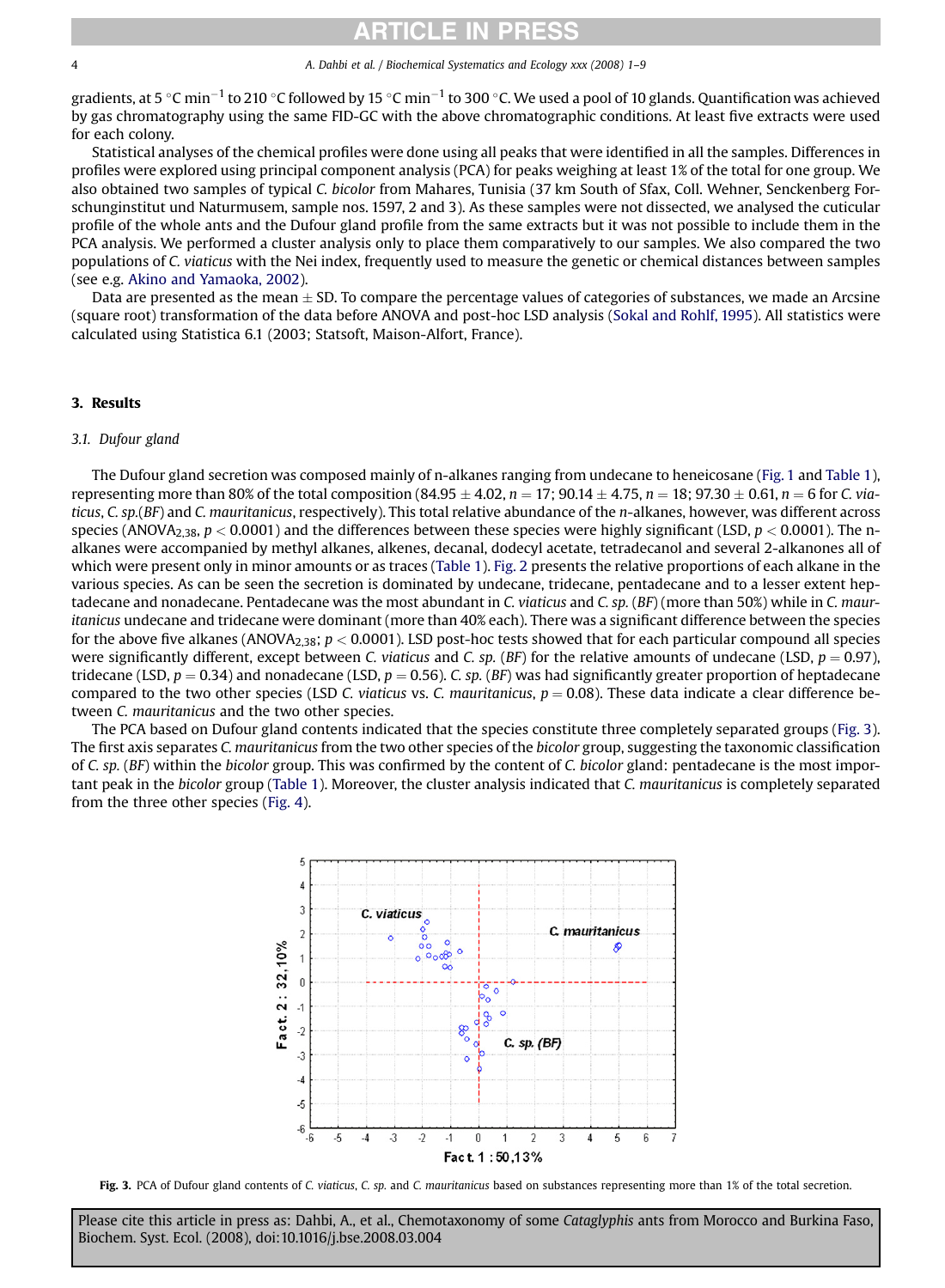gradients, at 5 °C $min^{-1}$ to 210 °C followed by 15 °C $min^{-1}$ to 300 °C. We used a pool of 10 glands. Quantification was achieved by gas chromatography using the same FID-GC with the above chromatographic conditions. At least five extracts were used for each colony.

Statistical analyses of the chemical profiles were done using all peaks that were identified in all the samples. Differences in profiles were explored using principal component analysis (PCA) for peaks weighing at least 1% of the total for one group. We also obtained two samples of typical *C. bicolor* from Mahares, Tunisia (37 km South of Sfax, Coll. Wehner, Senckenberg Forschunginstitut und Naturmusem, sample nos. 1597, 2 and 3). As these samples were not dissected, we analysed the cuticular profile of the whole ants and the Dufour gland profile from the same extracts but it was not possible to include them in the PCA analysis. We performed a cluster analysis only to place them comparatively to our samples. We also compared the two populations of *C. viaticus* with the Nei index, frequently used to measure the genetic or chemical distances between samples (see e.g. Akino and Yamaoka, 2002).

Data are presented as the mean ± SD. To compare the percentage values of categories of substances, we made an Arcsine (square root) transformation of the data before ANOVA and post-hoc LSD analysis (Sokal and Rohlf, 1995). All statistics were calculated using Statistica 6.1 (2003; Statsoft, Maison-Alfort, France).

## 3. Results

### 3.1. Dufour gland

The Dufour gland secretion was composed mainly of n-alkanes ranging from undecane to heneicosane (Fig. 1 and Table 1), representing more than 80% of the total composition (84.95 ± 4.02, $n = 17$; 90.14 ± 4.75, $n = 18$; 97.30 ± 0.61, $n = 6$ for *C. viaticus*, *C. sp.(BF)* and *C. mauritanicus*, respectively). This total relative abundance of the *n*-alkanes, however, was different across species ($ANOVA_{2,38}$, $p < 0.0001$) and the differences between these species were highly significant (LSD, $p < 0.0001$). The n-alkanes were accompanied by methyl alkanes, alkenes, decanal, dodecyl acetate, tetradecanol and several 2-alkanones all of which were present only in minor amounts or as traces (Table 1). Fig. 2 presents the relative proportions of each alkane in the various species. As can be seen the secretion is dominated by undecane, tridecane, pentadecane and to a lesser extent heptadecane and nonadecane. Pentadecane was the most abundant in *C. viaticus* and *C. sp. (BF)* (more than 50%) while in *C. mauritanicus* undecane and tridecane were dominant (more than 40% each). There was a significant difference between the species for the above five alkanes ($ANOVA_{2,38}$; $p < 0.0001$). LSD post-hoc tests showed that for each particular compound all species were significantly different, except between *C. viaticus* and *C. sp. (BF)* for the relative amounts of undecane (LSD, $p = 0.97$), tridecane (LSD, $p = 0.34$) and nonadecane (LSD, $p = 0.56$). *C. sp. (BF)* was had significantly greater proportion of heptadecane compared to the two other species (LSD *C. viaticus* vs. *C. mauritanicus*, $p = 0.08$). These data indicate a clear difference between *C. mauritanicus* and the two other species.

The PCA based on Dufour gland contents indicated that the species constitute three completely separated groups (Fig. 3). The first axis separates *C. mauritanicus* from the two other species of the *bicolor* group, suggesting the taxonomic classification of *C. sp. (BF)* within the *bicolor* group. This was confirmed by the content of *C. bicolor* gland: pentadecane is the most important peak in the *bicolor* group (Table 1). Moreover, the cluster analysis indicated that *C. mauritanicus* is completely separated from the three other species (Fig. 4).

**Fig. 3.** PCA of Dufour gland contents of *C. viaticus*, *C. sp.* and *C. mauritanicus* based on substances representing more than 1% of the total secretion.

Please cite this article in press as: Dahbi, A., et al., Chemotaxonomy of some *Cataglyphis* ants from Morocco and Burkina Faso, Biochem. Syst. Ecol. (2008), doi:10.1016/j.bse.2008.03.004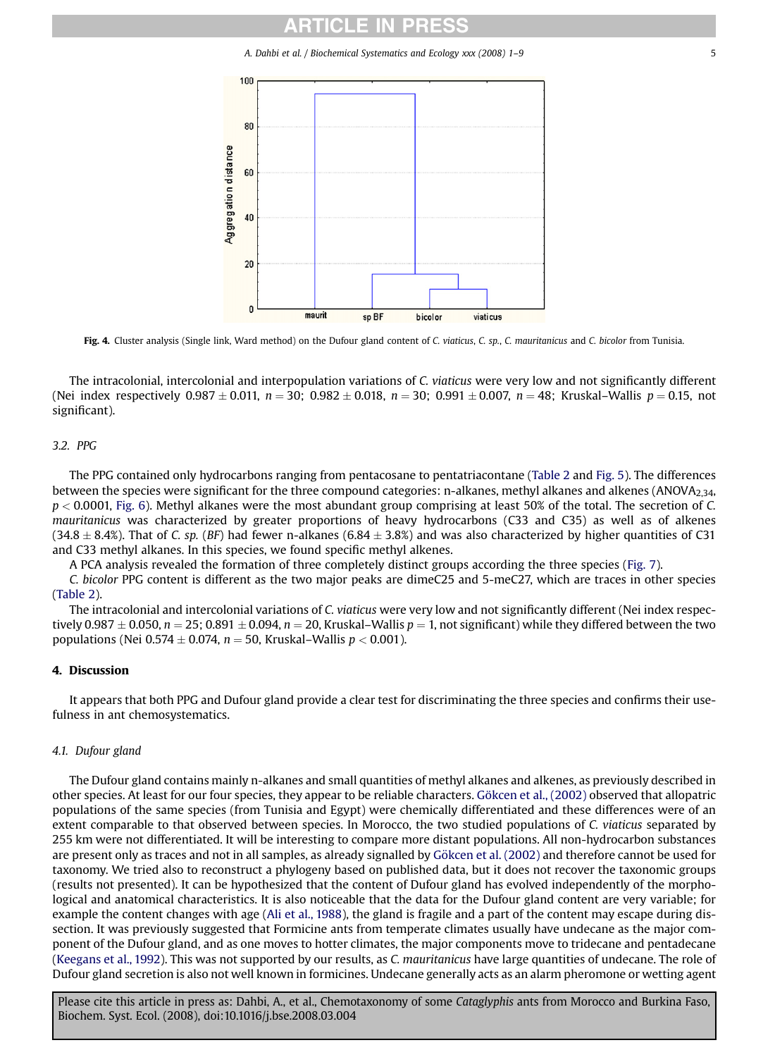**Fig. 4.** Cluster analysis (Single link, Ward method) on the Dufour gland content of *C. viaticus*, *C. sp.*, *C. mauritanicus* and *C. bicolor* from Tunisia.

The intracolonial, intercolonial and interpopulation variations of *C. viaticus* were very low and not significantly different (Nei index respectively $0.987 \pm 0.011$, $n = 30$; $0.982 \pm 0.018$, $n = 30$; $0.991 \pm 0.007$, $n = 48$; Kruskal–Wallis $p = 0.15$, not significant).

### 3.2. PPG

The PPG contained only hydrocarbons ranging from pentacosane to pentatriacontane (Table 2 and Fig. 5). The differences between the species were significant for the three compound categories: n-alkanes, methyl alkanes and alkenes ($ANOVA_{2,34}$, $p < 0.0001$, Fig. 6). Methyl alkanes were the most abundant group comprising at least 50% of the total. The secretion of *C. mauritanicus* was characterized by greater proportions of heavy hydrocarbons (C33 and C35) as well as of alkenes ($34.8 \pm 8.4\%$). That of *C. sp.* (*BF*) had fewer n-alkanes ($6.84 \pm 3.8\%$) and was also characterized by higher quantities of C31 and C33 methyl alkanes. In this species, we found specific methyl alkenes.

A PCA analysis revealed the formation of three completely distinct groups according the three species (Fig. 7).

*C. bicolor* PPG content is different as the two major peaks are dimeC25 and 5-meC27, which are traces in other species (Table 2).

The intracolonial and intercolonial variations of *C. viaticus* were very low and not significantly different (Nei index respectively $0.987 \pm 0.050$, $n = 25$; $0.891 \pm 0.094$, $n = 20$, Kruskal–Wallis $p = 1$, not significant) while they differed between the two populations (Nei $0.574 \pm 0.074$, $n = 50$, Kruskal–Wallis $p < 0.001$).

## 4. Discussion

It appears that both PPG and Dufour gland provide a clear test for discriminating the three species and confirms their usefulness in ant chemosystematics.

### 4.1. Dufour gland

The Dufour gland contains mainly n-alkanes and small quantities of methyl alkanes and alkenes, as previously described in other species. At least for our four species, they appear to be reliable characters. Gökcen et al., (2002) observed that allopatric populations of the same species (from Tunisia and Egypt) were chemically differentiated and these differences were of an extent comparable to that observed between species. In Morocco, the two studied populations of *C. viaticus* separated by 255 km were not differentiated. It will be interesting to compare more distant populations. All non-hydrocarbon substances are present only as traces and not in all samples, as already signalled by Gökcen et al. (2002) and therefore cannot be used for taxonomy. We tried also to reconstruct a phylogeny based on published data, but it does not recover the taxonomic groups (results not presented). It can be hypothesized that the content of Dufour gland has evolved independently of the morphological and anatomical characteristics. It is also noticeable that the data for the Dufour gland content are very variable; for example the content changes with age (Ali et al., 1988), the gland is fragile and a part of the content may escape during dissection. It was previously suggested that Formicine ants from temperate climates usually have undecane as the major component of the Dufour gland, and as one moves to hotter climates, the major components move to tridecane and pentadecane (Keegans et al., 1992). This was not supported by our results, as *C. mauritanicus* have large quantities of undecane. The role of Dufour gland secretion is also not well known in formicines. Undecane generally acts as an alarm pheromone or wetting agent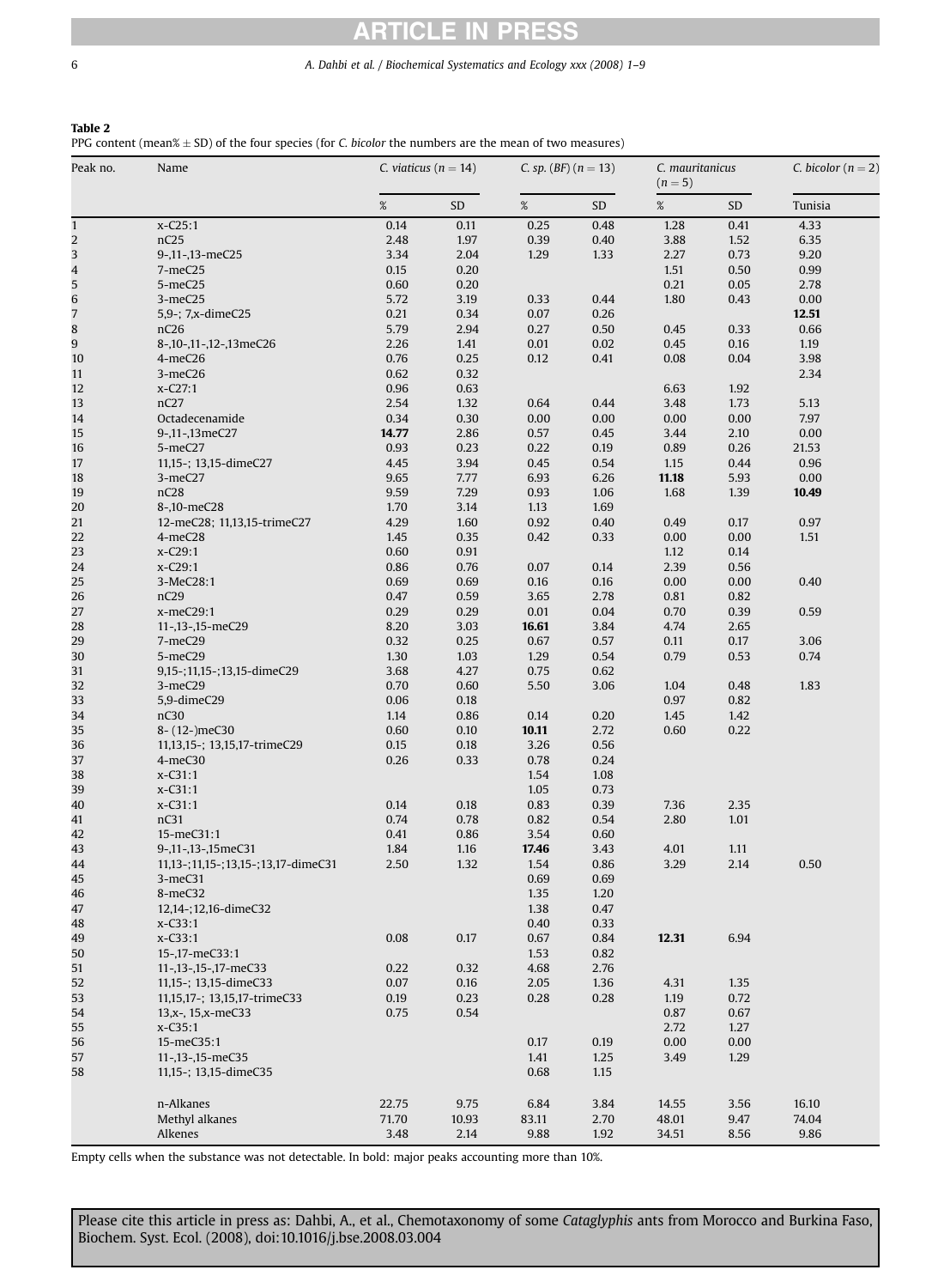**Table 2**
PPG content (mean% ± SD) of the four species (for *C. bicolor* the numbers are the mean of two measures)

| Peak no. | Name | *C. viaticus* (n = 14) | | *C. sp.* (BF) (n = 13) | | *C. mauritanicus* (n = 5) | | *C. bicolor* (n = 2) |
|---|---|---|---|---|---|---|---|---|
| | | % | SD | % | SD | % | SD | Tunisia |
| 1 | x-C25:1 | 0.14 | 0.11 | 0.25 | 0.48 | 1.28 | 0.41 | 4.33 |
| 2 | nC25 | 2.48 | 1.97 | 0.39 | 0.40 | 3.88 | 1.52 | 6.35 |
| 3 | 9-,11-,13-meC25 | 3.34 | 2.04 | 1.29 | 1.33 | 2.27 | 0.73 | 9.20 |
| 4 | 7-meC25 | 0.15 | 0.20 | | | 1.51 | 0.50 | 0.99 |
| 5 | 5-meC25 | 0.60 | 0.20 | | | 0.21 | 0.05 | 2.78 |
| 6 | 3-meC25 | 5.72 | 3.19 | 0.33 | 0.44 | 1.80 | 0.43 | 0.00 |
| 7 | 5,9-; 7,x-dimeC25 | 0.21 | 0.34 | 0.07 | 0.26 | | | **12.51** |
| 8 | nC26 | 5.79 | 2.94 | 0.27 | 0.50 | 0.45 | 0.33 | 0.66 |
| 9 | 8-,10-,11-,12-,13meC26 | 2.26 | 1.41 | 0.01 | 0.02 | 0.45 | 0.16 | 1.19 |
| 10 | 4-meC26 | 0.76 | 0.25 | 0.12 | 0.41 | 0.08 | 0.04 | 3.98 |
| 11 | 3-meC26 | 0.62 | 0.32 | | | | | 2.34 |
| 12 | x-C27:1 | 0.96 | 0.63 | | | 6.63 | 1.92 | |
| 13 | nC27 | 2.54 | 1.32 | 0.64 | 0.44 | 3.48 | 1.73 | 5.13 |
| 14 | Octadecenamide | 0.34 | 0.30 | 0.00 | 0.00 | 0.00 | 0.00 | 7.97 |
| 15 | 9-,11-,13meC27 | **14.77** | 2.86 | 0.57 | 0.45 | 3.44 | 2.10 | 0.00 |
| 16 | 5-meC27 | 0.93 | 0.23 | 0.22 | 0.19 | 0.89 | 0.26 | 21.53 |
| 17 | 11,15-; 13,15-dimeC27 | 4.45 | 3.94 | 0.45 | 0.54 | 1.15 | 0.44 | 0.96 |
| 18 | 3-meC27 | 9.65 | 7.77 | 6.93 | 6.26 | **11.18** | 5.93 | 0.00 |
| 19 | nC28 | 9.59 | 7.29 | 0.93 | 1.06 | 1.68 | 1.39 | **10.49** |
| 20 | 8-,10-meC28 | 1.70 | 3.14 | 1.13 | 1.69 | | | |
| 21 | 12-meC28; 11,13,15-trimeC27 | 4.29 | 1.60 | 0.92 | 0.40 | 0.49 | 0.17 | 0.97 |
| 22 | 4-meC28 | 1.45 | 0.35 | 0.42 | 0.33 | 0.00 | 0.00 | 1.51 |
| 23 | x-C29:1 | 0.60 | 0.91 | | | 1.12 | 0.14 | |
| 24 | x-C29:1 | 0.86 | 0.76 | 0.07 | 0.14 | 2.39 | 0.56 | |
| 25 | 3-MeC28:1 | 0.69 | 0.69 | 0.16 | 0.16 | 0.00 | 0.00 | 0.40 |
| 26 | nC29 | 0.47 | 0.59 | 3.65 | 2.78 | 0.81 | 0.82 | |
| 27 | x-meC29:1 | 0.29 | 0.29 | 0.01 | 0.04 | 0.70 | 0.39 | 0.59 |
| 28 | 11-,13-,15-meC29 | 8.20 | 3.03 | **16.61** | 3.84 | 4.74 | 2.65 | |
| 29 | 7-meC29 | 0.32 | 0.25 | 0.67 | 0.57 | 0.11 | 0.17 | 3.06 |
| 30 | 5-meC29 | 1.30 | 1.03 | 1.29 | 0.54 | 0.79 | 0.53 | 0.74 |
| 31 | 9,15-;11,15-;13,15-dimeC29 | 3.68 | 4.27 | 0.75 | 0.62 | | | |
| 32 | 3-meC29 | 0.70 | 0.60 | 5.50 | 3.06 | 1.04 | 0.48 | 1.83 |
| 33 | 5,9-dimeC29 | 0.06 | 0.18 | | | 0.97 | 0.82 | |
| 34 | nC30 | 1.14 | 0.86 | 0.14 | 0.20 | 1.45 | 1.42 | |
| 35 | 8- (12-)meC30 | 0.60 | 0.10 | **10.11** | 2.72 | 0.60 | 0.22 | |
| 36 | 11,13,15-; 13,15,17-trimeC29 | 0.15 | 0.18 | 3.26 | 0.56 | | | |
| 37 | 4-meC30 | 0.26 | 0.33 | 0.78 | 0.24 | | | |
| 38 | x-C31:1 | | | 1.54 | 1.08 | | | |
| 39 | x-C31:1 | | | 1.05 | 0.73 | | | |
| 40 | x-C31:1 | 0.14 | 0.18 | 0.83 | 0.39 | 7.36 | 2.35 | |
| 41 | nC31 | 0.74 | 0.78 | 0.82 | 0.54 | 2.80 | 1.01 | |
| 42 | 15-meC31:1 | 0.41 | 0.86 | 3.54 | 0.60 | | | |
| 43 | 9-,11-,13-,15meC31 | 1.84 | 1.16 | **17.46** | 3.43 | 4.01 | 1.11 | |
| 44 | 11,13-;11,15-;13,15-;13,17-dimeC31 | 2.50 | 1.32 | 1.54 | 0.86 | 3.29 | 2.14 | 0.50 |
| 45 | 3-meC31 | | | 0.69 | 0.69 | | | |
| 46 | 8-meC32 | | | 1.35 | 1.20 | | | |
| 47 | 12,14-;12,16-dimeC32 | | | 1.38 | 0.47 | | | |
| 48 | x-C33:1 | | | 0.40 | 0.33 | | | |
| 49 | x-C33:1 | 0.08 | 0.17 | 0.67 | 0.84 | **12.31** | 6.94 | |
| 50 | 15-,17-meC33:1 | | | 1.53 | 0.82 | | | |
| 51 | 11-,13-,15-,17-meC33 | 0.22 | 0.32 | 4.68 | 2.76 | | | |
| 52 | 11,15-; 13,15-dimeC33 | 0.07 | 0.16 | 2.05 | 1.36 | 4.31 | 1.35 | |
| 53 | 11,15,17-; 13,15,17-trimeC33 | 0.19 | 0.23 | 0.28 | 0.28 | 1.19 | 0.72 | |
| 54 | 13,x-, 15,x-meC33 | 0.75 | 0.54 | | | 0.87 | 0.67 | |
| 55 | x-C35:1 | | | | | 2.72 | 1.27 | |
| 56 | 15-meC35:1 | | | 0.17 | 0.19 | 0.00 | 0.00 | |
| 57 | 11-,13-,15-meC35 | | | 1.41 | 1.25 | 3.49 | 1.29 | |
| 58 | 11,15-; 13,15-dimeC35 | | | 0.68 | 1.15 | | | |
| | n-Alkanes | 22.75 | 9.75 | 6.84 | 3.84 | 14.55 | 3.56 | 16.10 |
| | Methyl alkanes | 71.70 | 10.93 | 83.11 | 2.70 | 48.01 | 9.47 | 74.04 |
| | Alkenes | 3.48 | 2.14 | 9.88 | 1.92 | 34.51 | 8.56 | 9.86 |

Empty cells when the substance was not detectable. In bold: major peaks accounting more than 10%.

Please cite this article in press as: Dahbi, A., et al., Chemotaxonomy of some *Cataglyphis* ants from Morocco and Burkina Faso, Biochem. Syst. Ecol. (2008), doi:10.1016/j.bse.2008.03.004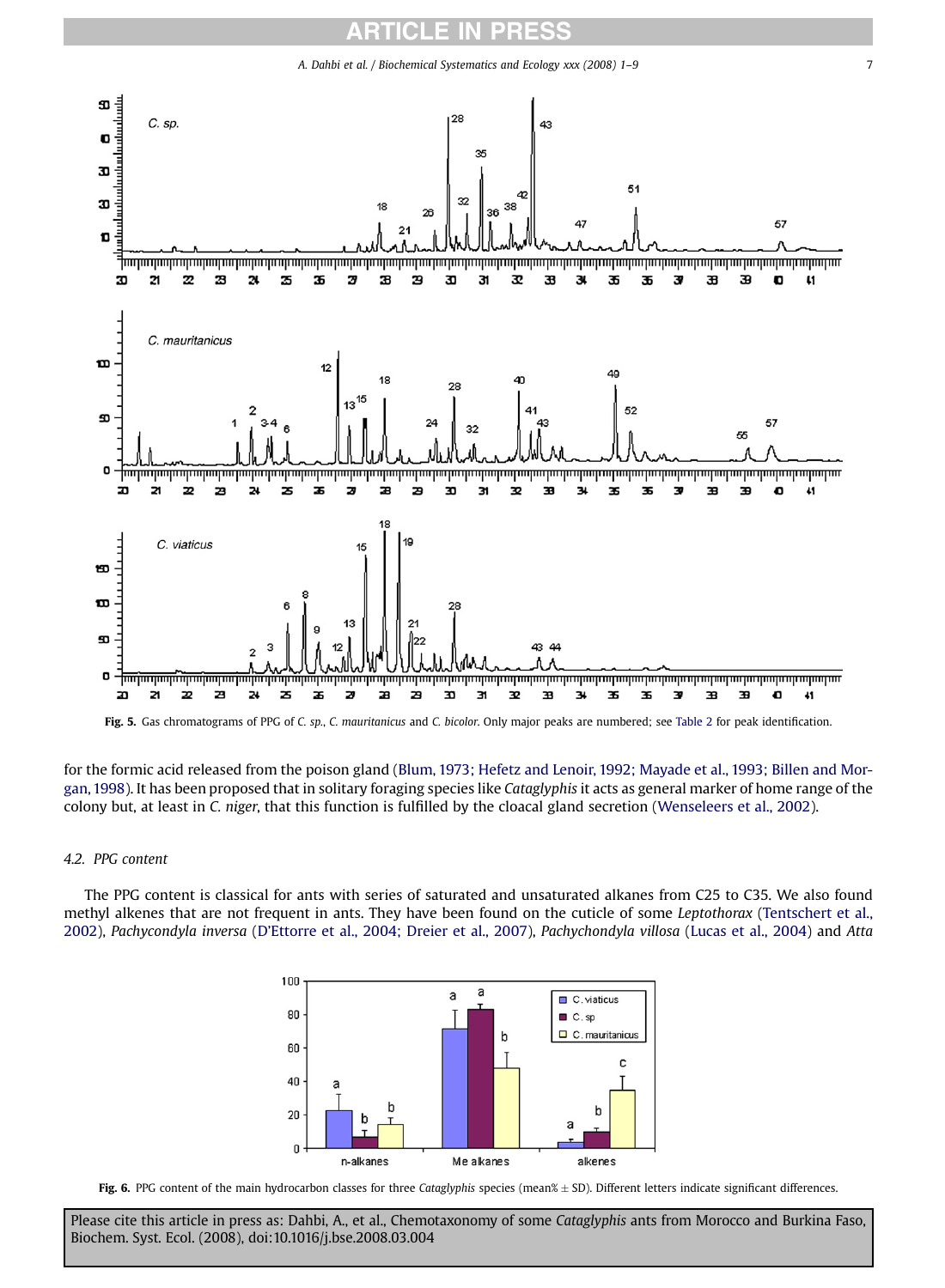Fig. 5. Gas chromatograms of PPG of *C. sp.*, *C. mauritanicus* and *C. bicolor*. Only major peaks are numbered; see Table 2 for peak identification.

for the formic acid released from the poison gland (Blum, 1973; Hefetz and Lenoir, 1992; Mayade et al., 1993; Billen and Morgan, 1998). It has been proposed that in solitary foraging species like *Cataglyphis* it acts as general marker of home range of the colony but, at least in *C. niger*, that this function is fulfilled by the cloacal gland secretion (Wenseleers et al., 2002).

### 4.2. PPG content

The PPG content is classical for ants with series of saturated and unsaturated alkanes from C25 to C35. We also found methyl alkenes that are not frequent in ants. They have been found on the cuticle of some *Leptothorax* (Tentschert et al., 2002), *Pachycondyla inversa* (D'Ettorre et al., 2004; Dreier et al., 2007), *Pachychondyla villosa* (Lucas et al., 2004) and *Atta*

Fig. 6. PPG content of the main hydrocarbon classes for three *Cataglyphis* species (mean% ± SD). Different letters indicate significant differences.

Please cite this article in press as: Dahbi, A., et al., Chemotaxonomy of some *Cataglyphis* ants from Morocco and Burkina Faso, Biochem. Syst. Ecol. (2008), doi:10.1016/j.bse.2008.03.004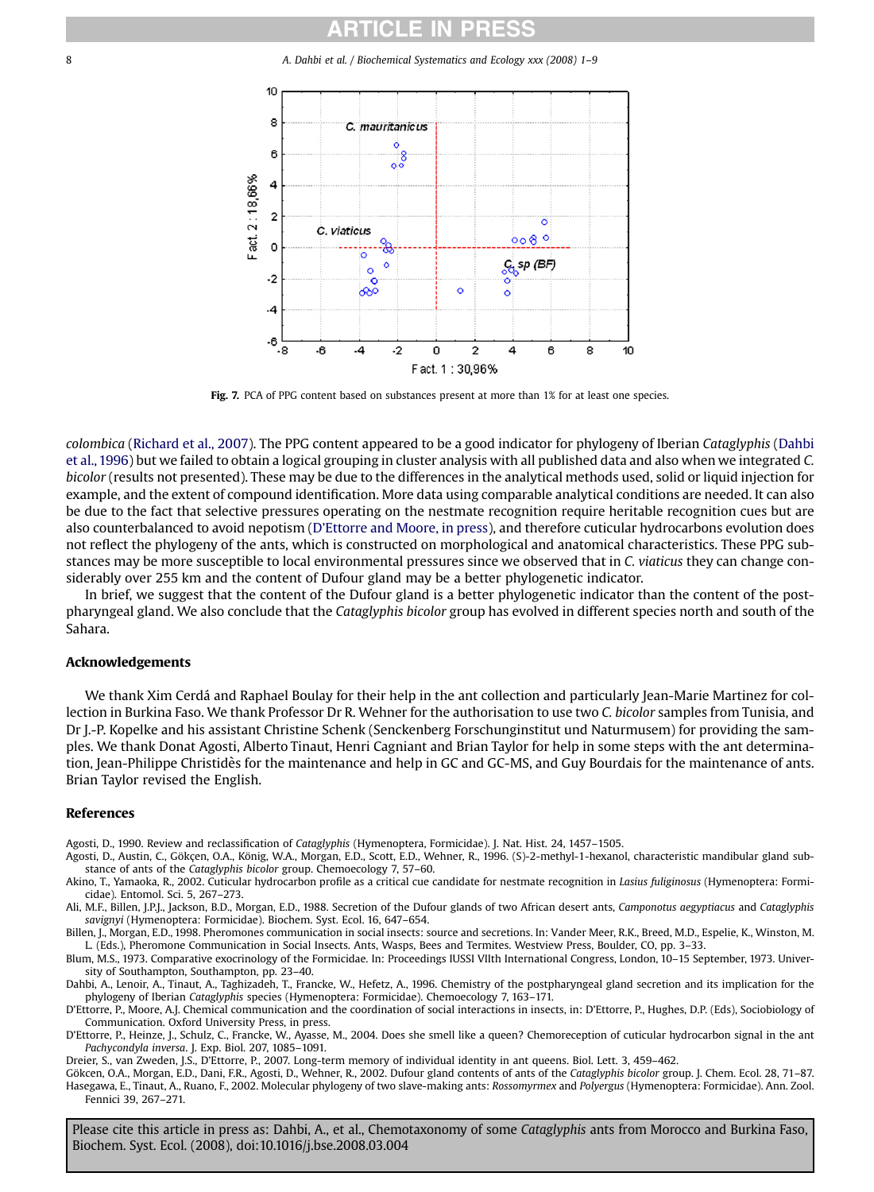10

8

6

4

2

0

-2

-4

-6

-8 -6 -4 -2 0 2 4 6 8 10

Fact. 2 : 18,66%

Fact. 1 : 30,96%

C. mauritanicus

C. viaticus

C. sp (BF)

**Fig. 7.** PCA of PPG content based on substances present at more than 1% for at least one species.

*colombica* (Richard et al., 2007). The PPG content appeared to be a good indicator for phylogeny of Iberian *Cataglyphis* (Dahbi et al., 1996) but we failed to obtain a logical grouping in cluster analysis with all published data and also when we integrated *C. bicolor* (results not presented). These may be due to the differences in the analytical methods used, solid or liquid injection for example, and the extent of compound identification. More data using comparable analytical conditions are needed. It can also be due to the fact that selective pressures operating on the nestmate recognition require heritable recognition cues but are also counterbalanced to avoid nepotism (D'Ettorre and Moore, in press), and therefore cuticular hydrocarbons evolution does not reflect the phylogeny of the ants, which is constructed on morphological and anatomical characteristics. These PPG substances may be more susceptible to local environmental pressures since we observed that in *C. viaticus* they can change considerably over 255 km and the content of Dufour gland may be a better phylogenetic indicator.

In brief, we suggest that the content of the Dufour gland is a better phylogenetic indicator than the content of the postpharyngeal gland. We also conclude that the *Cataglyphis bicolor* group has evolved in different species north and south of the Sahara.

## Acknowledgements

We thank Xim Cerdá and Raphael Boulay for their help in the ant collection and particularly Jean-Marie Martinez for collection in Burkina Faso. We thank Professor Dr R. Wehner for the authorisation to use two *C. bicolor* samples from Tunisia, and Dr J.-P. Kopelke and his assistant Christine Schenk (Senckenberg Forschunginstitut und Naturmusem) for providing the samples. We thank Donat Agosti, Alberto Tinaut, Henri Cagniant and Brian Taylor for help in some steps with the ant determination, Jean-Philippe Christidès for the maintenance and help in GC and GC-MS, and Guy Bourdais for the maintenance of ants. Brian Taylor revised the English.

## References

Agosti, D., 1990. Review and reclassification of *Cataglyphis* (Hymenoptera, Formicidae). J. Nat. Hist. 24, 1457–1505.

Agosti, D., Austin, C., Gökçen, O.A., König, W.A., Morgan, E.D., Scott, E.D., Wehner, R., 1996. (S)-2-methyl-1-hexanol, characteristic mandibular gland substance of ants of the *Cataglyphis bicolor* group. Chemoecology 7, 57–60.

Akino, T., Yamaoka, R., 2002. Cuticular hydrocarbon profile as a critical cue candidate for nestmate recognition in *Lasius fuliginosus* (Hymenoptera: Formicidae). Entomol. Sci. 5, 267–273.

Ali, M.F., Billen, J.P.J., Jackson, B.D., Morgan, E.D., 1988. Secretion of the Dufour glands of two African desert ants, *Camponotus aegyptiacus* and *Cataglyphis savignyi* (Hymenoptera: Formicidae). Biochem. Syst. Ecol. 16, 647–654.

Billen, J., Morgan, E.D., 1998. Pheromones communication in social insects: source and secretions. In: Vander Meer, R.K., Breed, M.D., Espelie, K., Winston, M. L. (Eds.), Pheromone Communication in Social Insects. Ants, Wasps, Bees and Termites. Westview Press, Boulder, CO, pp. 3–33.

Blum, M.S., 1973. Comparative exocrinology of the Formicidae. In: Proceedings IUSSI VIIth International Congress, London, 10–15 September, 1973. University of Southampton, Southampton, pp. 23–40.

Dahbi, A., Lenoir, A., Tinaut, A., Taghizadeh, T., Francke, W., Hefetz, A., 1996. Chemistry of the postpharyngeal gland secretion and its implication for the phylogeny of Iberian *Cataglyphis* species (Hymenoptera: Formicidae). Chemoecology 7, 163–171.

D'Ettorre, P., Moore, A.J. Chemical communication and the coordination of social interactions in insects, in: D'Ettorre, P., Hughes, D.P. (Eds), Sociobiology of Communication. Oxford University Press, in press.

D'Ettorre, P., Heinze, J., Schulz, C., Francke, W., Ayasse, M., 2004. Does she smell like a queen? Chemoreception of cuticular hydrocarbon signal in the ant *Pachycondyla inversa*. J. Exp. Biol. 207, 1085–1091.

Dreier, S., van Zweden, J.S., D'Ettorre, P., 2007. Long-term memory of individual identity in ant queens. Biol. Lett. 3, 459–462.

Gökcen, O.A., Morgan, E.D., Dani, F.R., Agosti, D., Wehner, R., 2002. Dufour gland contents of ants of the *Cataglyphis bicolor* group. J. Chem. Ecol. 28, 71–87.

Hasegawa, E., Tinaut, A., Ruano, F., 2002. Molecular phylogeny of two slave-making ants: *Rossomyrmex* and *Polyergus* (Hymenoptera: Formicidae). Ann. Zool. Fennici 39, 267–271.

Please cite this article in press as: Dahbi, A., et al., Chemotaxonomy of some *Cataglyphis* ants from Morocco and Burkina Faso, Biochem. Syst. Ecol. (2008), doi:10.1016/j.bse.2008.03.004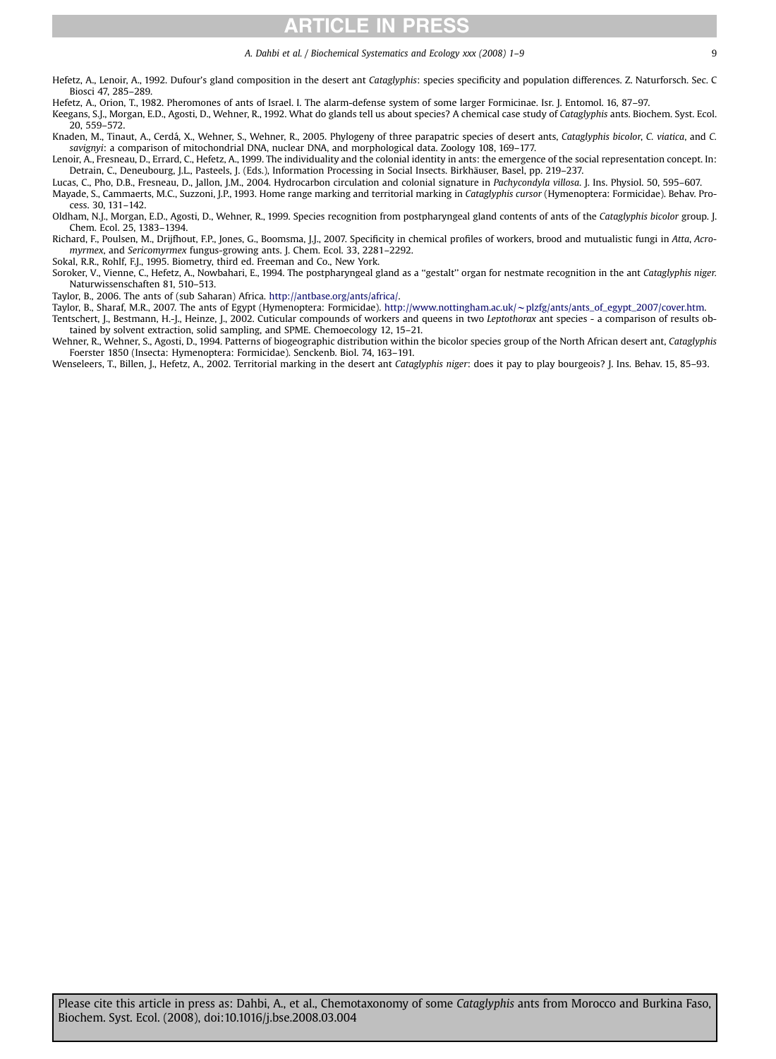Hefetz, A., Lenoir, A., 1992. Dufour's gland composition in the desert ant *Cataglyphis*: species specificity and population differences. Z. Naturforsch. Sec. C Biosci 47, 285–289.

Hefetz, A., Orion, T., 1982. Pheromones of ants of Israel. I. The alarm-defense system of some larger Formicinae. Isr. J. Entomol. 16, 87–97.

Keegans, S.J., Morgan, E.D., Agosti, D., Wehner, R., 1992. What do glands tell us about species? A chemical case study of *Cataglyphis* ants. Biochem. Syst. Ecol. 20, 559–572.

Knaden, M., Tinaut, A., Cerdá, X., Wehner, S., Wehner, R., 2005. Phylogeny of three parapatric species of desert ants, *Cataglyphis bicolor*, *C. viatica*, and *C. savignyi*: a comparison of mitochondrial DNA, nuclear DNA, and morphological data. Zoology 108, 169–177.

Lenoir, A., Fresneau, D., Errard, C., Hefetz, A., 1999. The individuality and the colonial identity in ants: the emergence of the social representation concept. In: Detrain, C., Deneubourg, J.L., Pasteels, J. (Eds.), Information Processing in Social Insects. Birkhäuser, Basel, pp. 219–237.

Lucas, C., Pho, D.B., Fresneau, D., Jallon, J.M., 2004. Hydrocarbon circulation and colonial signature in *Pachycondyla villosa*. J. Ins. Physiol. 50, 595–607.

Mayade, S., Cammaerts, M.C., Suzzoni, J.P., 1993. Home range marking and territorial marking in *Cataglyphis cursor* (Hymenoptera: Formicidae). Behav. Process. 30, 131–142.

Oldham, N.J., Morgan, E.D., Agosti, D., Wehner, R., 1999. Species recognition from postpharyngeal gland contents of ants of the *Cataglyphis bicolor* group. J. Chem. Ecol. 25, 1383–1394.

Richard, F., Poulsen, M., Drijfhout, F.P., Jones, G., Boomsma, J.J., 2007. Specificity in chemical profiles of workers, brood and mutualistic fungi in *Atta*, *Acromyrmex*, and *Sericomyrmex* fungus-growing ants. J. Chem. Ecol. 33, 2281–2292.

Sokal, R.R., Rohlf, F.J., 1995. Biometry, third ed. Freeman and Co., New York.

Soroker, V., Vienne, C., Hefetz, A., Nowbahari, E., 1994. The postpharyngeal gland as a "gestalt" organ for nestmate recognition in the ant *Cataglyphis niger*. Naturwissenschaften 81, 510–513.

Taylor, B., 2006. The ants of (sub Saharan) Africa. http://antbase.org/ants/africa/.

Taylor, B., Sharaf, M.R., 2007. The ants of Egypt (Hymenoptera: Formicidae). http://www.nottingham.ac.uk/~plzfg/ants/ants_of_egypt_2007/cover.htm.

Tentschert, J., Bestmann, H.-J., Heinze, J., 2002. Cuticular compounds of workers and queens in two *Leptothorax* ant species - a comparison of results obtained by solvent extraction, solid sampling, and SPME. Chemoecology 12, 15–21.

Wehner, R., Wehner, S., Agosti, D., 1994. Patterns of biogeographic distribution within the bicolor species group of the North African desert ant, *Cataglyphis* Foerster 1850 (Insecta: Hymenoptera: Formicidae). Senckenb. Biol. 74, 163–191.

Wenseleers, T., Billen, J., Hefetz, A., 2002. Territorial marking in the desert ant *Cataglyphis niger*: does it pay to play bourgeois? J. Ins. Behav. 15, 85–93.